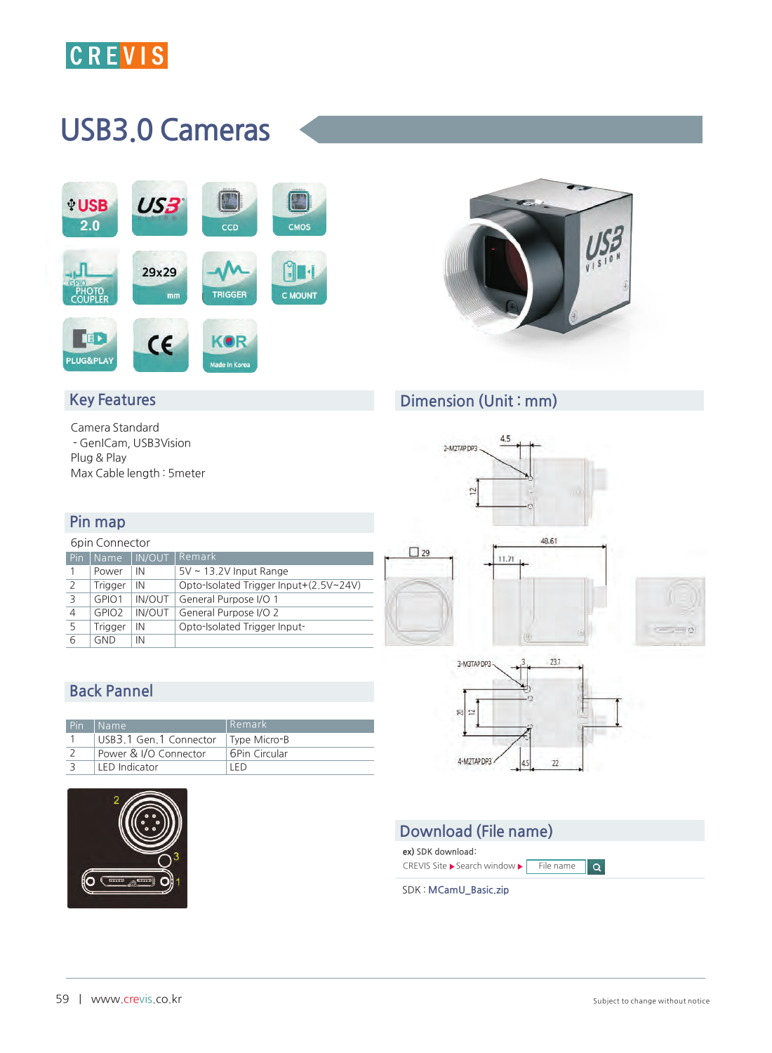# USB3.0 Cameras

## Key Features

Camera Standard
- GenICam, USB3Vision

Plug & Play
Max Cable length : 5meter

## Dimension (Unit : mm)

## Pin map

6pin Connector

| Pin | Name | IN/OUT | Remark |
|---|---|---|---|
| 1 | Power | IN | 5V ~ 13.2V Input Range |
| 2 | Trigger | IN | Opto-Isolated Trigger Input+(2.5V~24V) |
| 3 | GPIO1 | IN/OUT | General Purpose I/O 1 |
| 4 | GPIO2 | IN/OUT | General Purpose I/O 2 |
| 5 | Trigger | IN | Opto-Isolated Trigger Input- |
| 6 | GND | IN | |

## Back Pannel

| Pin | Name | Remark |
|---|---|---|
| 1 | USB3.1 Gen.1 Connector | Type Micro-B |
| 2 | Power & I/O Connector | 6Pin Circular |
| 3 | LED Indicator | LED |

## Download (File name)

ex) SDK download:
CREVIS Site ▶ Search window ▶ File name

SDK : MCamU_Basic.zip

Subject to change without notice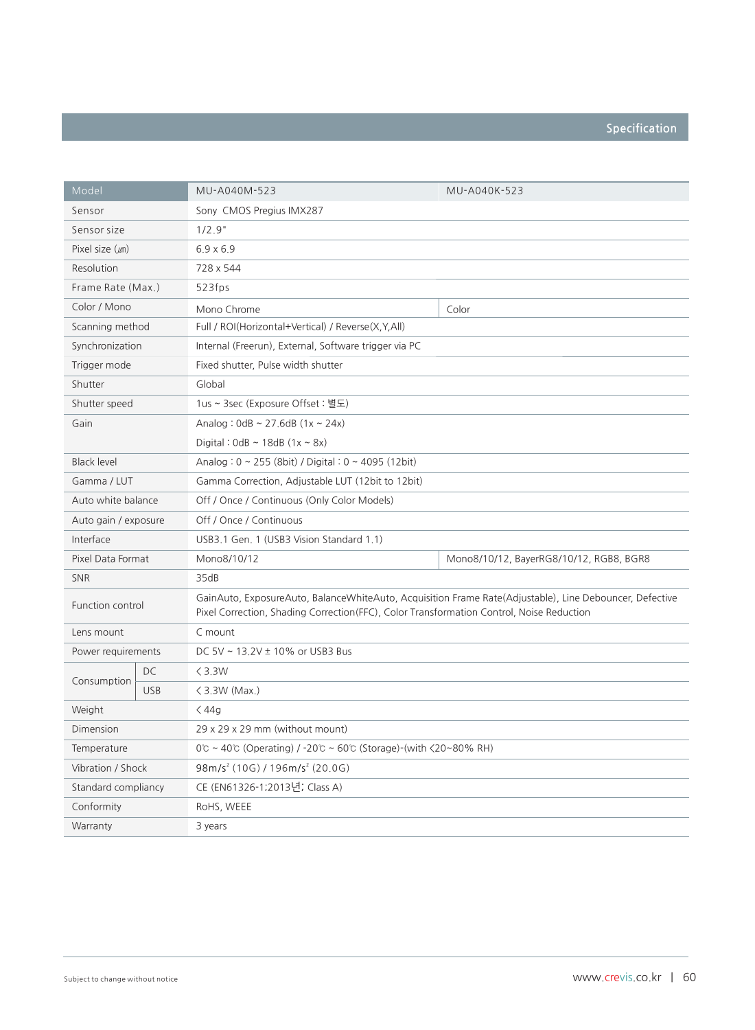## Specification

| Model | | MU-A040M-523 | MU-A040K-523 |
|---|---|---|---|
| Sensor | | Sony CMOS Pregius IMX287 | |
| Sensor size | | 1/2.9" | |
| Pixel size (㎛) | | 6.9 x 6.9 | |
| Resolution | | 728 x 544 | |
| Frame Rate (Max.) | | 523fps | |
| Color / Mono | | Mono Chrome | Color |
| Scanning method | | Full / ROI(Horizontal+Vertical) / Reverse(X,Y,All) | |
| Synchronization | | Internal (Freerun), External, Software trigger via PC | |
| Trigger mode | | Fixed shutter, Pulse width shutter | |
| Shutter | | Global | |
| Shutter speed | | 1us ~ 3sec (Exposure Offset : 별도) | |
| Gain | | Analog : 0dB ~ 27.6dB (1x ~ 24x)<br>Digital : 0dB ~ 18dB (1x ~ 8x) | |
| Black level | | Analog : 0 ~ 255 (8bit) / Digital : 0 ~ 4095 (12bit) | |
| Gamma / LUT | | Gamma Correction, Adjustable LUT (12bit to 12bit) | |
| Auto white balance | | Off / Once / Continuous (Only Color Models) | |
| Auto gain / exposure | | Off / Once / Continuous | |
| Interface | | USB3.1 Gen. 1 (USB3 Vision Standard 1.1) | |
| Pixel Data Format | | Mono8/10/12 | Mono8/10/12, BayerRG8/10/12, RGB8, BGR8 |
| SNR | | 35dB | |
| Function control | | GainAuto, ExposureAuto, BalanceWhiteAuto, Acquisition Frame Rate(Adjustable), Line Debouncer, Defective Pixel Correction, Shading Correction(FFC), Color Transformation Control, Noise Reduction | |
| Lens mount | | C mount | |
| Power requirements | | DC 5V ~ 13.2V ± 10% or USB3 Bus | |
| Consumption | DC | < 3.3W | |
| | USB | < 3.3W (Max.) | |
| Weight | | < 44g | |
| Dimension | | 29 x 29 x 29 mm (without mount) | |
| Temperature | | 0℃ ~ 40℃ (Operating) / -20℃ ~ 60℃ (Storage)-(with <20~80% RH) | |
| Vibration / Shock | | 98m/s$^2$ (10G) / 196m/s$^2$ (20.0G) | |
| Standard compliancy | | CE (EN61326-1;2013년; Class A) | |
| Conformity | | RoHS, WEEE | |
| Warranty | | 3 years | |

Subject to change without notice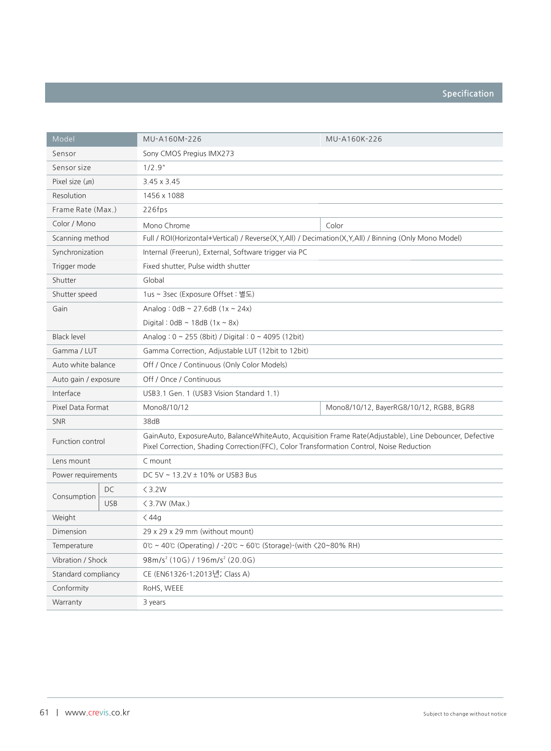## Specification

| Model | | MU-A160M-226 | MU-A160K-226 |
|---|---|---|---|
| Sensor | | Sony CMOS Pregius IMX273 | |
| Sensor size | | 1/2.9" | |
| Pixel size (㎛) | | 3.45 x 3.45 | |
| Resolution | | 1456 x 1088 | |
| Frame Rate (Max.) | | 226fps | |
| Color / Mono | | Mono Chrome | Color |
| Scanning method | | Full / ROI(Horizontal+Vertical) / Reverse(X,Y,All) / Decimation(X,Y,All) / Binning (Only Mono Model) | |
| Synchronization | | Internal (Freerun), External, Software trigger via PC | |
| Trigger mode | | Fixed shutter, Pulse width shutter | |
| Shutter | | Global | |
| Shutter speed | | 1us ~ 3sec (Exposure Offset : 별도) | |
| Gain | | Analog : 0dB ~ 27.6dB (1x ~ 24x)<br>Digital : 0dB ~ 18dB (1x ~ 8x) | |
| Black level | | Analog : 0 ~ 255 (8bit) / Digital : 0 ~ 4095 (12bit) | |
| Gamma / LUT | | Gamma Correction, Adjustable LUT (12bit to 12bit) | |
| Auto white balance | | Off / Once / Continuous (Only Color Models) | |
| Auto gain / exposure | | Off / Once / Continuous | |
| Interface | | USB3.1 Gen. 1 (USB3 Vision Standard 1.1) | |
| Pixel Data Format | | Mono8/10/12 | Mono8/10/12, BayerRG8/10/12, RGB8, BGR8 |
| SNR | | 38dB | |
| Function control | | GainAuto, ExposureAuto, BalanceWhiteAuto, Acquisition Frame Rate(Adjustable), Line Debouncer, Defective Pixel Correction, Shading Correction(FFC), Color Transformation Control, Noise Reduction | |
| Lens mount | | C mount | |
| Power requirements | | DC 5V ~ 13.2V ± 10% or USB3 Bus | |
| Consumption | DC | < 3.2W | |
| | USB | < 3.7W (Max.) | |
| Weight | | < 44g | |
| Dimension | | 29 x 29 x 29 mm (without mount) | |
| Temperature | | 0℃ ~ 40℃ (Operating) / -20℃ ~ 60℃ (Storage)-(with <20~80% RH) | |
| Vibration / Shock | | 98m/s$^2$ (10G) / 196m/s$^2$ (20.0G) | |
| Standard compliancy | | CE (EN61326-1;2013년; Class A) | |
| Conformity | | RoHS, WEEE | |
| Warranty | | 3 years | |

www.crevis.co.kr

Subject to change without notice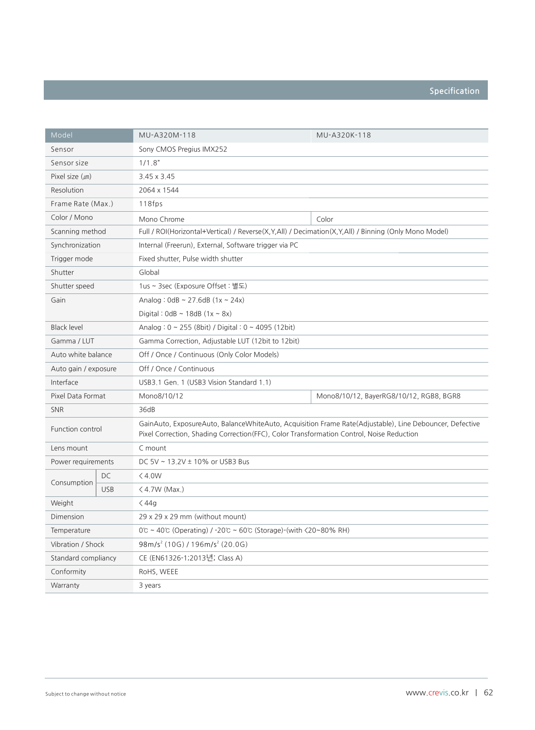## Specification

| Model | | MU-A320M-118 | MU-A320K-118 |
|---|---|---|---|
| Sensor | | Sony CMOS Pregius IMX252 | |
| Sensor size | | 1/1.8" | |
| Pixel size (㎛) | | 3.45 x 3.45 | |
| Resolution | | 2064 x 1544 | |
| Frame Rate (Max.) | | 118fps | |
| Color / Mono | | Mono Chrome | Color |
| Scanning method | | Full / ROI(Horizontal+Vertical) / Reverse(X,Y,All) / Decimation(X,Y,All) / Binning (Only Mono Model) | |
| Synchronization | | Internal (Freerun), External, Software trigger via PC | |
| Trigger mode | | Fixed shutter, Pulse width shutter | |
| Shutter | | Global | |
| Shutter speed | | 1us ~ 3sec (Exposure Offset : 별도) | |
| Gain | | Analog : 0dB ~ 27.6dB (1x ~ 24x)<br>Digital : 0dB ~ 18dB (1x ~ 8x) | |
| Black level | | Analog : 0 ~ 255 (8bit) / Digital : 0 ~ 4095 (12bit) | |
| Gamma / LUT | | Gamma Correction, Adjustable LUT (12bit to 12bit) | |
| Auto white balance | | Off / Once / Continuous (Only Color Models) | |
| Auto gain / exposure | | Off / Once / Continuous | |
| Interface | | USB3.1 Gen. 1 (USB3 Vision Standard 1.1) | |
| Pixel Data Format | | Mono8/10/12 | Mono8/10/12, BayerRG8/10/12, RGB8, BGR8 |
| SNR | | 36dB | |
| Function control | | GainAuto, ExposureAuto, BalanceWhiteAuto, Acquisition Frame Rate(Adjustable), Line Debouncer, Defective Pixel Correction, Shading Correction(FFC), Color Transformation Control, Noise Reduction | |
| Lens mount | | C mount | |
| Power requirements | | DC 5V ~ 13.2V ± 10% or USB3 Bus | |
| Consumption | DC | < 4.0W | |
| | USB | < 4.7W (Max.) | |
| Weight | | < 44g | |
| Dimension | | 29 x 29 x 29 mm (without mount) | |
| Temperature | | 0℃ ~ 40℃ (Operating) / -20℃ ~ 60℃ (Storage)-(with <20~80% RH) | |
| Vibration / Shock | | 98m/s² (10G) / 196m/s² (20.0G) | |
| Standard compliancy | | CE (EN61326-1;2013년; Class A) | |
| Conformity | | RoHS, WEEE | |
| Warranty | | 3 years | |

Subject to change without notice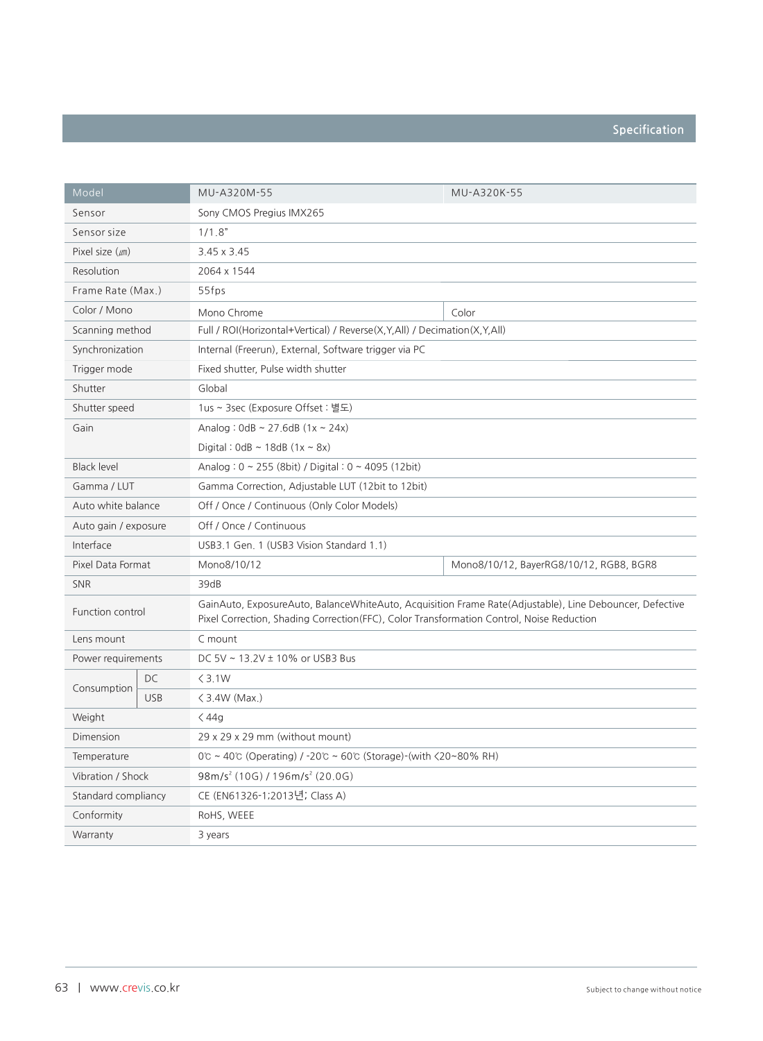## Specification

| Model | | MU-A320M-55 | MU-A320K-55 |
|---|---|---|---|
| Sensor | | Sony CMOS Pregius IMX265 | |
| Sensor size | | 1/1.8" | |
| Pixel size (㎛) | | 3.45 x 3.45 | |
| Resolution | | 2064 x 1544 | |
| Frame Rate (Max.) | | 55fps | |
| Color / Mono | | Mono Chrome | Color |
| Scanning method | | Full / ROI(Horizontal+Vertical) / Reverse(X,Y,All) / Decimation(X,Y,All) | |
| Synchronization | | Internal (Freerun), External, Software trigger via PC | |
| Trigger mode | | Fixed shutter, Pulse width shutter | |
| Shutter | | Global | |
| Shutter speed | | 1us ~ 3sec (Exposure Offset : 별도) | |
| Gain | | Analog : 0dB ~ 27.6dB (1x ~ 24x)<br>Digital : 0dB ~ 18dB (1x ~ 8x) | |
| Black level | | Analog : 0 ~ 255 (8bit) / Digital : 0 ~ 4095 (12bit) | |
| Gamma / LUT | | Gamma Correction, Adjustable LUT (12bit to 12bit) | |
| Auto white balance | | Off / Once / Continuous (Only Color Models) | |
| Auto gain / exposure | | Off / Once / Continuous | |
| Interface | | USB3.1 Gen. 1 (USB3 Vision Standard 1.1) | |
| Pixel Data Format | | Mono8/10/12 | Mono8/10/12, BayerRG8/10/12, RGB8, BGR8 |
| SNR | | 39dB | |
| Function control | | GainAuto, ExposureAuto, BalanceWhiteAuto, Acquisition Frame Rate(Adjustable), Line Debouncer, Defective Pixel Correction, Shading Correction(FFC), Color Transformation Control, Noise Reduction | |
| Lens mount | | C mount | |
| Power requirements | | DC 5V ~ 13.2V ± 10% or USB3 Bus | |
| Consumption | DC | < 3.1W | |
| | USB | < 3.4W (Max.) | |
| Weight | | < 44g | |
| Dimension | | 29 x 29 x 29 mm (without mount) | |
| Temperature | | 0℃ ~ 40℃ (Operating) / -20℃ ~ 60℃ (Storage)-(with <20~80% RH) | |
| Vibration / Shock | | 98m/$s^2$ (10G) / 196m/$s^2$ (20.0G) | |
| Standard compliancy | | CE (EN61326-1;2013년; Class A) | |
| Conformity | | RoHS, WEEE | |
| Warranty | | 3 years | |

www.crevis.co.kr

Subject to change without notice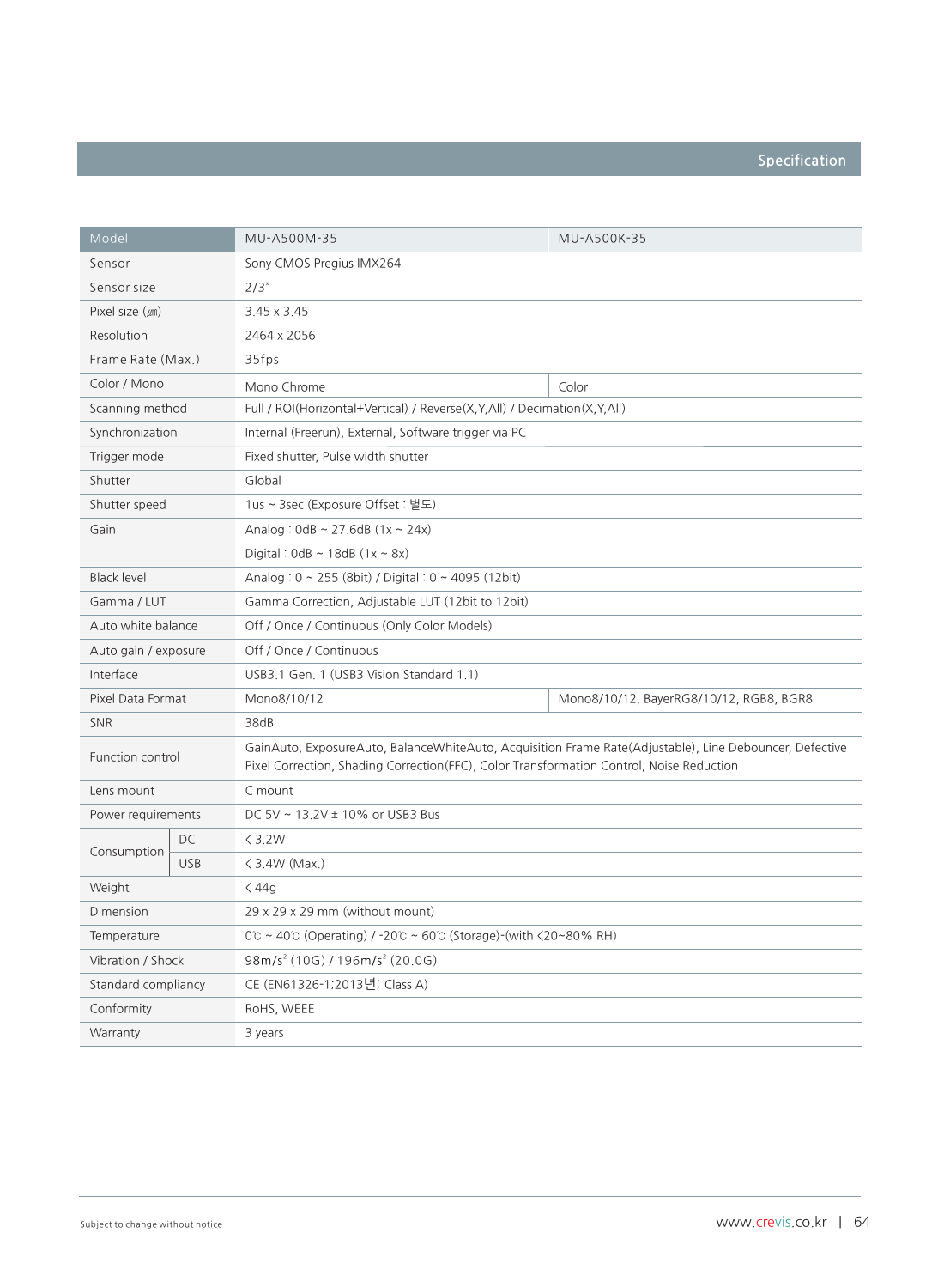## Specification

| Model | | MU-A500M-35 | MU-A500K-35 |
|---|---|---|---|
| Sensor | | Sony CMOS Pregius IMX264 | |
| Sensor size | | 2/3" | |
| Pixel size (㎛) | | 3.45 x 3.45 | |
| Resolution | | 2464 x 2056 | |
| Frame Rate (Max.) | | 35fps | |
| Color / Mono | | Mono Chrome | Color |
| Scanning method | | Full / ROI(Horizontal+Vertical) / Reverse(X,Y,All) / Decimation(X,Y,All) | |
| Synchronization | | Internal (Freerun), External, Software trigger via PC | |
| Trigger mode | | Fixed shutter, Pulse width shutter | |
| Shutter | | Global | |
| Shutter speed | | 1us ~ 3sec (Exposure Offset : 별도) | |
| Gain | | Analog : 0dB ~ 27.6dB (1x ~ 24x)<br>Digital : 0dB ~ 18dB (1x ~ 8x) | |
| Black level | | Analog : 0 ~ 255 (8bit) / Digital : 0 ~ 4095 (12bit) | |
| Gamma / LUT | | Gamma Correction, Adjustable LUT (12bit to 12bit) | |
| Auto white balance | | Off / Once / Continuous (Only Color Models) | |
| Auto gain / exposure | | Off / Once / Continuous | |
| Interface | | USB3.1 Gen. 1 (USB3 Vision Standard 1.1) | |
| Pixel Data Format | | Mono8/10/12 | Mono8/10/12, BayerRG8/10/12, RGB8, BGR8 |
| SNR | | 38dB | |
| Function control | | GainAuto, ExposureAuto, BalanceWhiteAuto, Acquisition Frame Rate(Adjustable), Line Debouncer, Defective Pixel Correction, Shading Correction(FFC), Color Transformation Control, Noise Reduction | |
| Lens mount | | C mount | |
| Power requirements | | DC 5V ~ 13.2V ± 10% or USB3 Bus | |
| Consumption | DC | < 3.2W | |
| | USB | < 3.4W (Max.) | |
| Weight | | < 44g | |
| Dimension | | 29 x 29 x 29 mm (without mount) | |
| Temperature | | 0℃ ~ 40℃ (Operating) / -20℃ ~ 60℃ (Storage)-(with <20~80% RH) | |
| Vibration / Shock | | 98m/s$^2$ (10G) / 196m/s$^2$ (20.0G) | |
| Standard compliancy | | CE (EN61326-1;2013년; Class A) | |
| Conformity | | RoHS, WEEE | |
| Warranty | | 3 years | |

Subject to change without notice

www.crevis.co.kr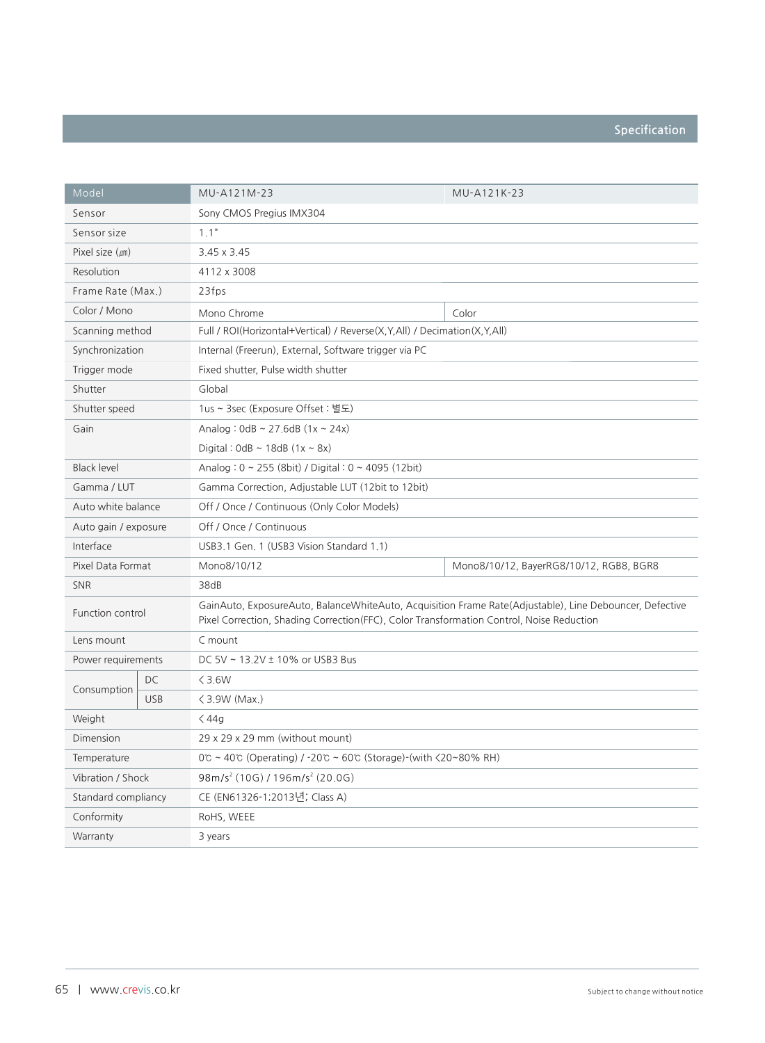## Specification

| Model | | MU-A121M-23 | MU-A121K-23 |
|---|---|---|---|
| Sensor | | Sony CMOS Pregius IMX304 | |
| Sensor size | | 1.1" | |
| Pixel size (㎛) | | 3.45 x 3.45 | |
| Resolution | | 4112 x 3008 | |
| Frame Rate (Max.) | | 23fps | |
| Color / Mono | | Mono Chrome | Color |
| Scanning method | | Full / ROI(Horizontal+Vertical) / Reverse(X,Y,All) / Decimation(X,Y,All) | |
| Synchronization | | Internal (Freerun), External, Software trigger via PC | |
| Trigger mode | | Fixed shutter, Pulse width shutter | |
| Shutter | | Global | |
| Shutter speed | | 1us ~ 3sec (Exposure Offset : 별도) | |
| Gain | | Analog : 0dB ~ 27.6dB (1x ~ 24x)<br>Digital : 0dB ~ 18dB (1x ~ 8x) | |
| Black level | | Analog : 0 ~ 255 (8bit) / Digital : 0 ~ 4095 (12bit) | |
| Gamma / LUT | | Gamma Correction, Adjustable LUT (12bit to 12bit) | |
| Auto white balance | | Off / Once / Continuous (Only Color Models) | |
| Auto gain / exposure | | Off / Once / Continuous | |
| Interface | | USB3.1 Gen. 1 (USB3 Vision Standard 1.1) | |
| Pixel Data Format | | Mono8/10/12 | Mono8/10/12, BayerRG8/10/12, RGB8, BGR8 |
| SNR | | 38dB | |
| Function control | | GainAuto, ExposureAuto, BalanceWhiteAuto, Acquisition Frame Rate(Adjustable), Line Debouncer, Defective Pixel Correction, Shading Correction(FFC), Color Transformation Control, Noise Reduction | |
| Lens mount | | C mount | |
| Power requirements | | DC 5V ~ 13.2V ± 10% or USB3 Bus | |
| Consumption | DC | < 3.6W | |
| | USB | < 3.9W (Max.) | |
| Weight | | < 44g | |
| Dimension | | 29 x 29 x 29 mm (without mount) | |
| Temperature | | 0℃ ~ 40℃ (Operating) / -20℃ ~ 60℃ (Storage)-(with <20~80% RH) | |
| Vibration / Shock | | 98m/s² (10G) / 196m/s² (20.0G) | |
| Standard compliancy | | CE (EN61326-1;2013년; Class A) | |
| Conformity | | RoHS, WEEE | |
| Warranty | | 3 years | |

www.crevis.co.kr

Subject to change without notice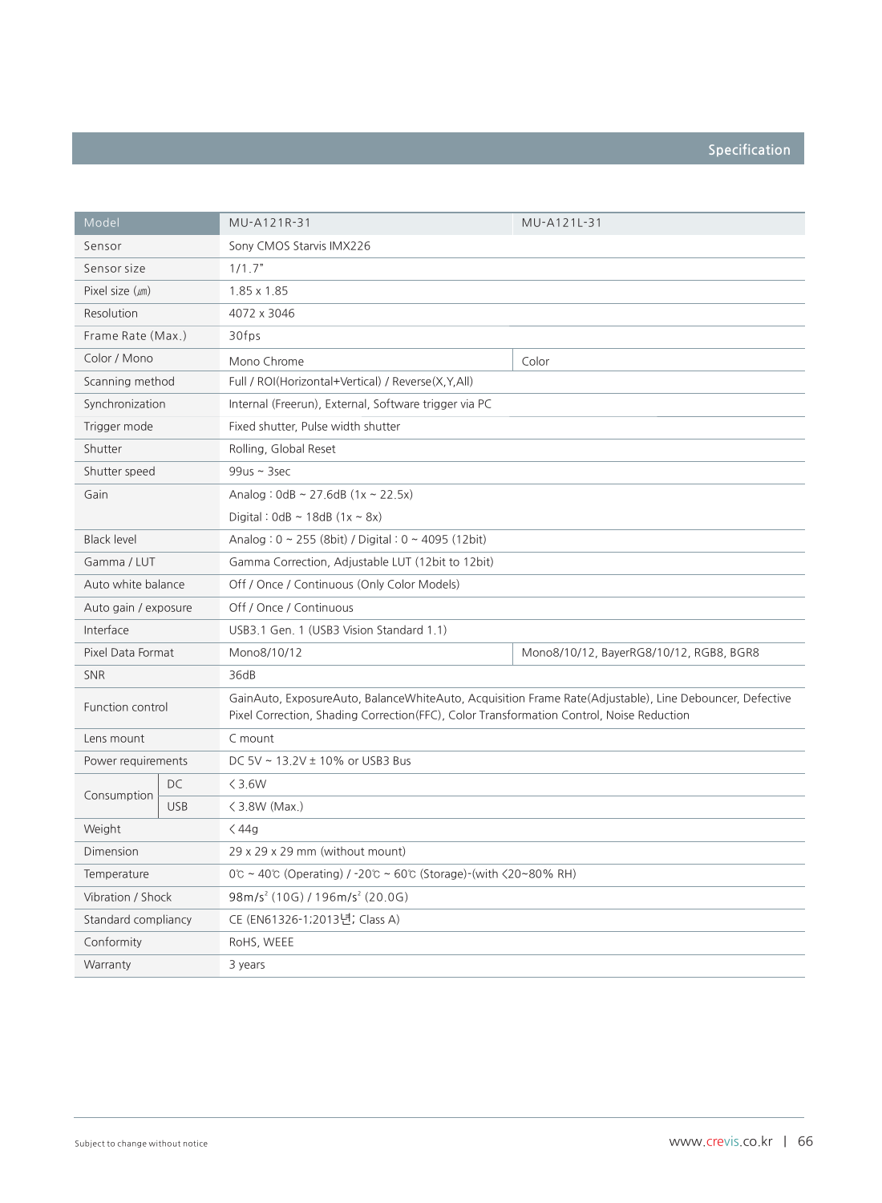## Specification

| Model | | MU-A121R-31 | MU-A121L-31 |
|---|---|---|---|
| Sensor | | Sony CMOS Starvis IMX226 | |
| Sensor size | | 1/1.7" | |
| Pixel size (㎛) | | 1.85 x 1.85 | |
| Resolution | | 4072 x 3046 | |
| Frame Rate (Max.) | | 30fps | |
| Color / Mono | | Mono Chrome | Color |
| Scanning method | | Full / ROI(Horizontal+Vertical) / Reverse(X,Y,All) | |
| Synchronization | | Internal (Freerun), External, Software trigger via PC | |
| Trigger mode | | Fixed shutter, Pulse width shutter | |
| Shutter | | Rolling, Global Reset | |
| Shutter speed | | 99us ~ 3sec | |
| Gain | | Analog : 0dB ~ 27.6dB (1x ~ 22.5x)<br>Digital : 0dB ~ 18dB (1x ~ 8x) | |
| Black level | | Analog : 0 ~ 255 (8bit) / Digital : 0 ~ 4095 (12bit) | |
| Gamma / LUT | | Gamma Correction, Adjustable LUT (12bit to 12bit) | |
| Auto white balance | | Off / Once / Continuous (Only Color Models) | |
| Auto gain / exposure | | Off / Once / Continuous | |
| Interface | | USB3.1 Gen. 1 (USB3 Vision Standard 1.1) | |
| Pixel Data Format | | Mono8/10/12 | Mono8/10/12, BayerRG8/10/12, RGB8, BGR8 |
| SNR | | 36dB | |
| Function control | | GainAuto, ExposureAuto, BalanceWhiteAuto, Acquisition Frame Rate(Adjustable), Line Debouncer, Defective Pixel Correction, Shading Correction(FFC), Color Transformation Control, Noise Reduction | |
| Lens mount | | C mount | |
| Power requirements | | DC 5V ~ 13.2V ± 10% or USB3 Bus | |
| Consumption | DC | < 3.6W | |
| | USB | < 3.8W (Max.) | |
| Weight | | < 44g | |
| Dimension | | 29 x 29 x 29 mm (without mount) | |
| Temperature | | 0℃ ~ 40℃ (Operating) / -20℃ ~ 60℃ (Storage)-(with <20~80% RH) | |
| Vibration / Shock | | 98m/s$^2$ (10G) / 196m/s$^2$ (20.0G) | |
| Standard compliancy | | CE (EN61326-1;2013년; Class A) | |
| Conformity | | RoHS, WEEE | |
| Warranty | | 3 years | |

Subject to change without notice

www.crevis.co.kr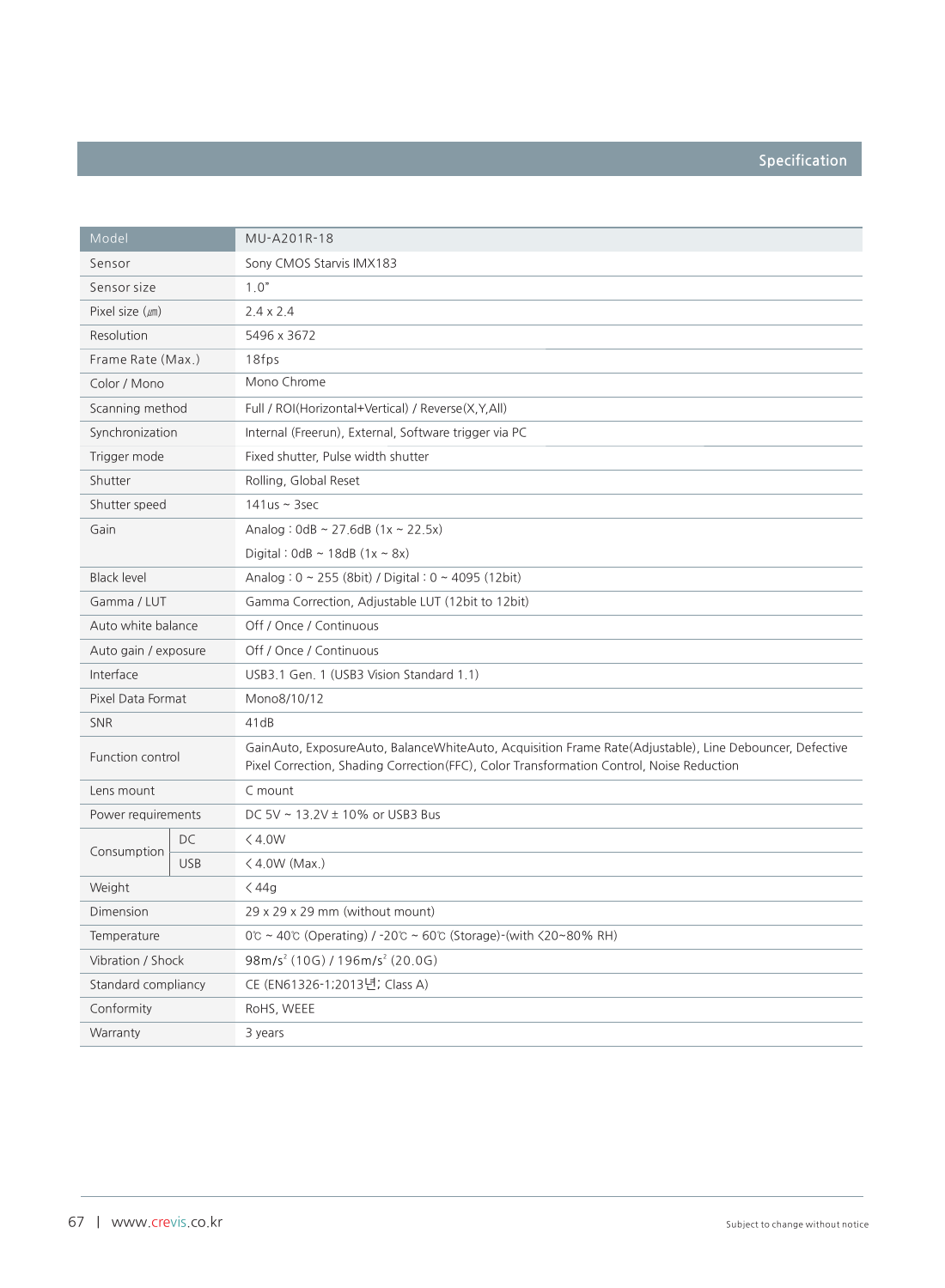## Specification

| Model | | MU-A201R-18 |
|---|---|---|
| Sensor | | Sony CMOS Starvis IMX183 |
| Sensor size | | 1.0" |
| Pixel size (㎛) | | 2.4 x 2.4 |
| Resolution | | 5496 x 3672 |
| Frame Rate (Max.) | | 18fps |
| Color / Mono | | Mono Chrome |
| Scanning method | | Full / ROI(Horizontal+Vertical) / Reverse(X,Y,All) |
| Synchronization | | Internal (Freerun), External, Software trigger via PC |
| Trigger mode | | Fixed shutter, Pulse width shutter |
| Shutter | | Rolling, Global Reset |
| Shutter speed | | 141us ~ 3sec |
| Gain | | Analog : 0dB ~ 27.6dB (1x ~ 22.5x)<br>Digital : 0dB ~ 18dB (1x ~ 8x) |
| Black level | | Analog : 0 ~ 255 (8bit) / Digital : 0 ~ 4095 (12bit) |
| Gamma / LUT | | Gamma Correction, Adjustable LUT (12bit to 12bit) |
| Auto white balance | | Off / Once / Continuous |
| Auto gain / exposure | | Off / Once / Continuous |
| Interface | | USB3.1 Gen. 1 (USB3 Vision Standard 1.1) |
| Pixel Data Format | | Mono8/10/12 |
| SNR | | 41dB |
| Function control | | GainAuto, ExposureAuto, BalanceWhiteAuto, Acquisition Frame Rate(Adjustable), Line Debouncer, Defective Pixel Correction, Shading Correction(FFC), Color Transformation Control, Noise Reduction |
| Lens mount | | C mount |
| Power requirements | | DC 5V ~ 13.2V ± 10% or USB3 Bus |
| Consumption | DC | < 4.0W |
| | USB | < 4.0W (Max.) |
| Weight | | < 44g |
| Dimension | | 29 x 29 x 29 mm (without mount) |
| Temperature | | 0℃ ~ 40℃ (Operating) / -20℃ ~ 60℃ (Storage)-(with <20~80% RH) |
| Vibration / Shock | | 98m/s² (10G) / 196m/s² (20.0G) |
| Standard compliancy | | CE (EN61326-1;2013년; Class A) |
| Conformity | | RoHS, WEEE |
| Warranty | | 3 years |

www.crevis.co.kr

Subject to change without notice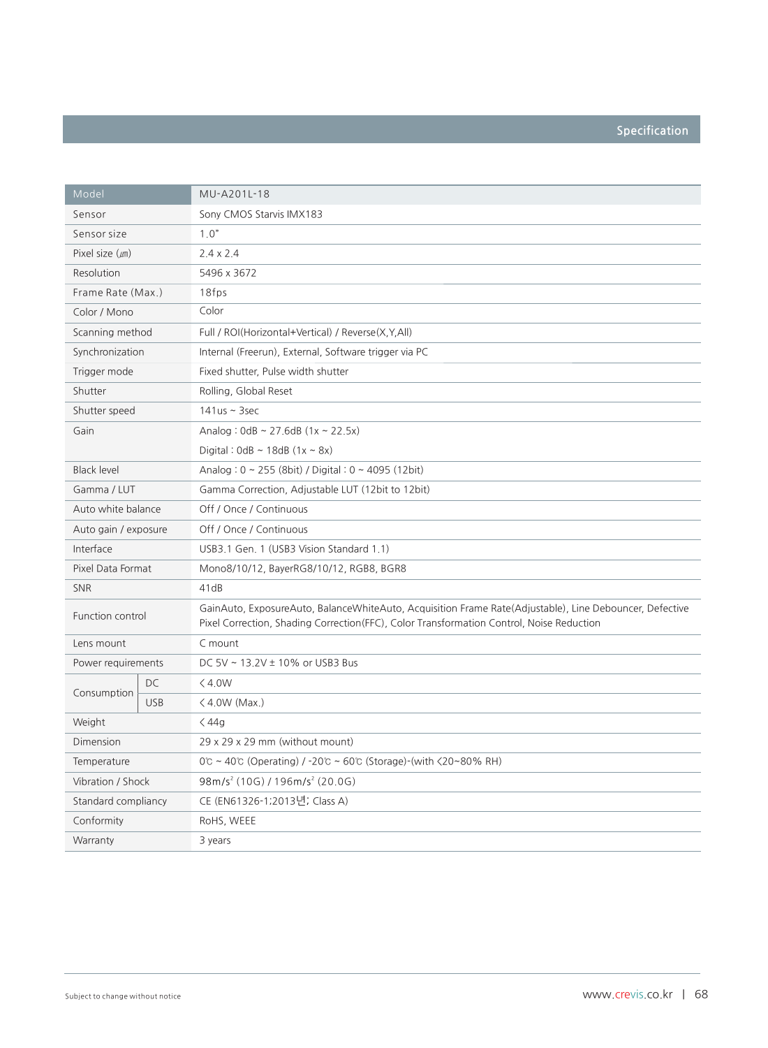## Specification

| | | |
|---|---|---|
| Model | | MU-A201L-18 |
| Sensor | | Sony CMOS Starvis IMX183 |
| Sensor size | | 1.0" |
| Pixel size (㎛) | | 2.4 x 2.4 |
| Resolution | | 5496 x 3672 |
| Frame Rate (Max.) | | 18fps |
| Color / Mono | | Color |
| Scanning method | | Full / ROI(Horizontal+Vertical) / Reverse(X,Y,All) |
| Synchronization | | Internal (Freerun), External, Software trigger via PC |
| Trigger mode | | Fixed shutter, Pulse width shutter |
| Shutter | | Rolling, Global Reset |
| Shutter speed | | 141us ~ 3sec |
| Gain | | Analog : 0dB ~ 27.6dB (1x ~ 22.5x)<br>Digital : 0dB ~ 18dB (1x ~ 8x) |
| Black level | | Analog : 0 ~ 255 (8bit) / Digital : 0 ~ 4095 (12bit) |
| Gamma / LUT | | Gamma Correction, Adjustable LUT (12bit to 12bit) |
| Auto white balance | | Off / Once / Continuous |
| Auto gain / exposure | | Off / Once / Continuous |
| Interface | | USB3.1 Gen. 1 (USB3 Vision Standard 1.1) |
| Pixel Data Format | | Mono8/10/12, BayerRG8/10/12, RGB8, BGR8 |
| SNR | | 41dB |
| Function control | | GainAuto, ExposureAuto, BalanceWhiteAuto, Acquisition Frame Rate(Adjustable), Line Debouncer, Defective Pixel Correction, Shading Correction(FFC), Color Transformation Control, Noise Reduction |
| Lens mount | | C mount |
| Power requirements | | DC 5V ~ 13.2V ± 10% or USB3 Bus |
| Consumption | DC | < 4.0W |
| | USB | < 4.0W (Max.) |
| Weight | | < 44g |
| Dimension | | 29 x 29 x 29 mm (without mount) |
| Temperature | | 0℃ ~ 40℃ (Operating) / -20℃ ~ 60℃ (Storage)-(with <20~80% RH) |
| Vibration / Shock | | 98m/s$^2$ (10G) / 196m/s$^2$ (20.0G) |
| Standard compliancy | | CE (EN61326-1;2013년; Class A) |
| Conformity | | RoHS, WEEE |
| Warranty | | 3 years |

Subject to change without notice

www.crevis.co.kr